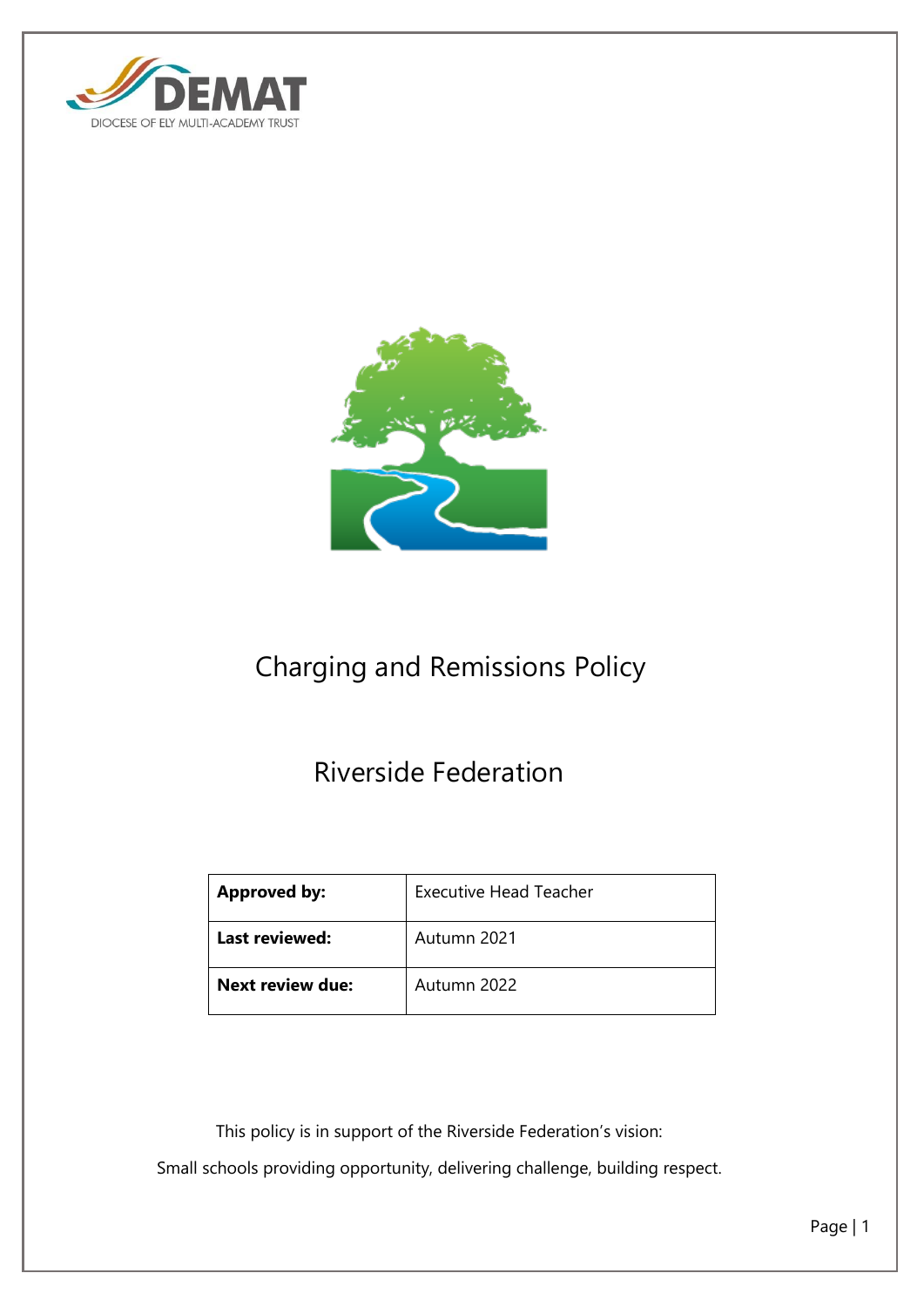DEMAT

DIOCESE OF ELY MULTI-ACADEMY TRUST

# Charging and Remissions Policy

## Riverside Federation

| **Approved by:** | Executive Head Teacher |
| --- | --- |
| **Last reviewed:** | Autumn 2021 |
| **Next review due:** | Autumn 2022 |

This policy is in support of the Riverside Federation's vision:

Small schools providing opportunity, delivering challenge, building respect.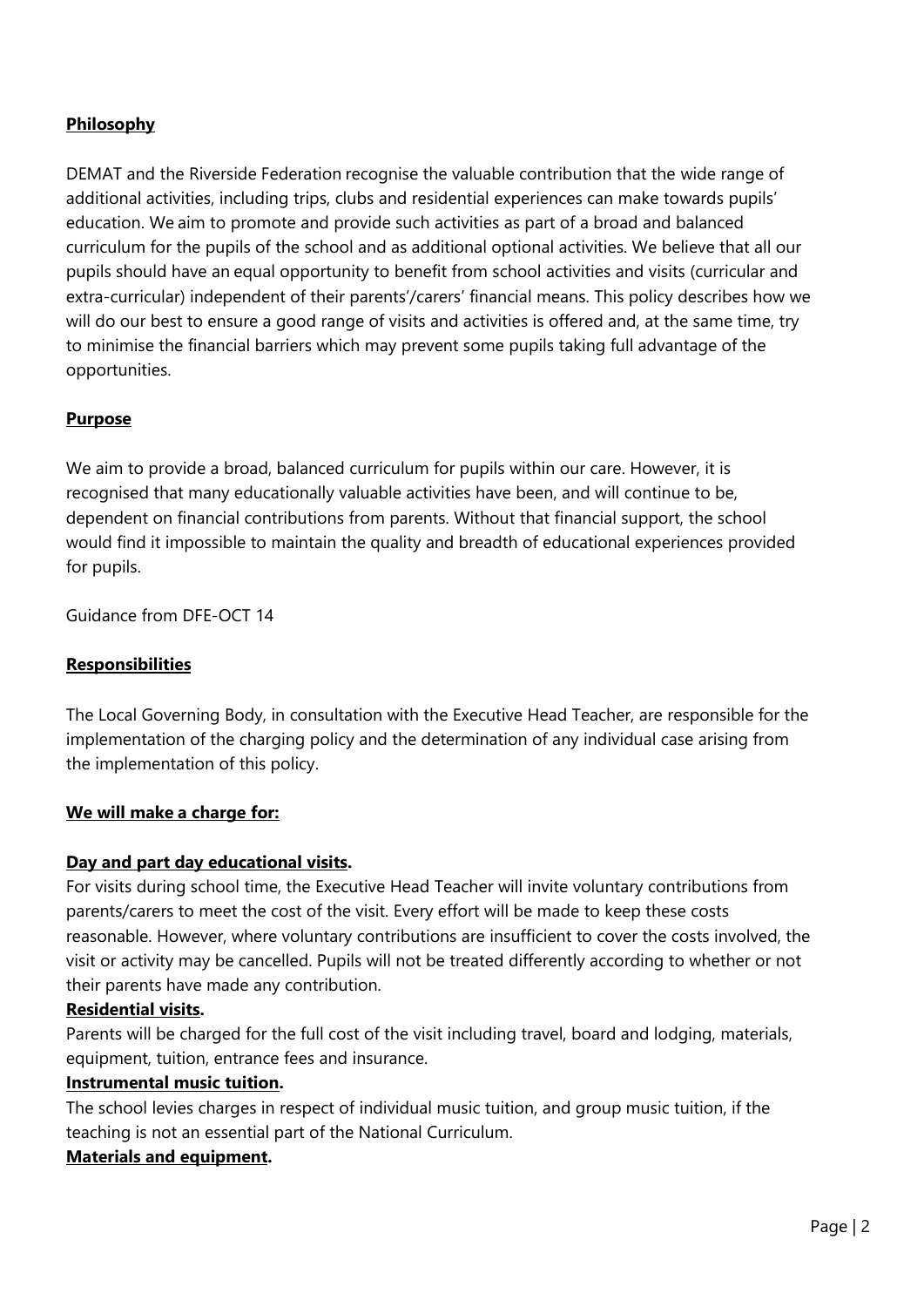## Philosophy

DEMAT and the Riverside Federation recognise the valuable contribution that the wide range of additional activities, including trips, clubs and residential experiences can make towards pupils' education. We aim to promote and provide such activities as part of a broad and balanced curriculum for the pupils of the school and as additional optional activities. We believe that all our pupils should have an equal opportunity to benefit from school activities and visits (curricular and extra-curricular) independent of their parents'/carers' financial means. This policy describes how we will do our best to ensure a good range of visits and activities is offered and, at the same time, try to minimise the financial barriers which may prevent some pupils taking full advantage of the opportunities.

## Purpose

We aim to provide a broad, balanced curriculum for pupils within our care. However, it is recognised that many educationally valuable activities have been, and will continue to be, dependent on financial contributions from parents. Without that financial support, the school would find it impossible to maintain the quality and breadth of educational experiences provided for pupils.

Guidance from DFE-OCT 14

## Responsibilities

The Local Governing Body, in consultation with the Executive Head Teacher, are responsible for the implementation of the charging policy and the determination of any individual case arising from the implementation of this policy.

## We will make a charge for:

**Day and part day educational visits.**

For visits during school time, the Executive Head Teacher will invite voluntary contributions from parents/carers to meet the cost of the visit. Every effort will be made to keep these costs reasonable. However, where voluntary contributions are insufficient to cover the costs involved, the visit or activity may be cancelled. Pupils will not be treated differently according to whether or not their parents have made any contribution.

**Residential visits.**

Parents will be charged for the full cost of the visit including travel, board and lodging, materials, equipment, tuition, entrance fees and insurance.

**Instrumental music tuition.**

The school levies charges in respect of individual music tuition, and group music tuition, if the teaching is not an essential part of the National Curriculum.

**Materials and equipment.**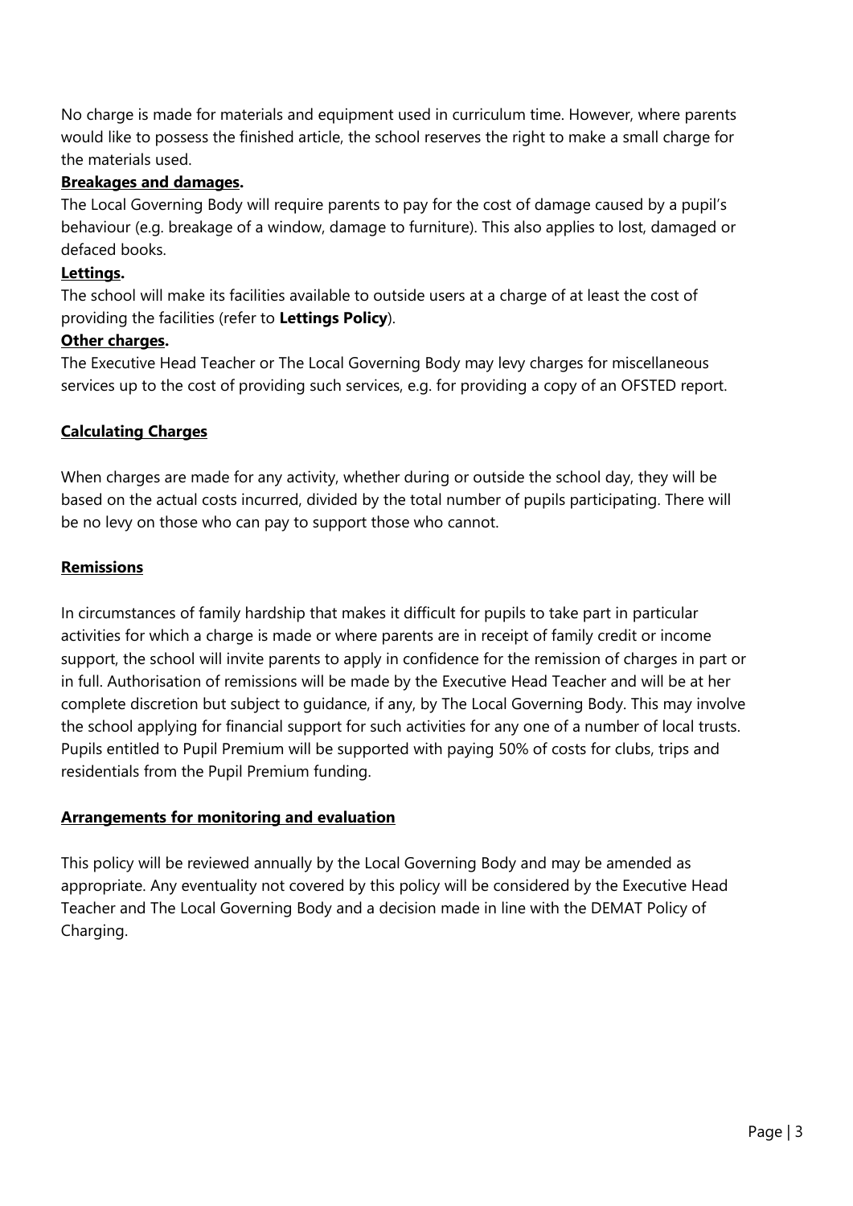No charge is made for materials and equipment used in curriculum time. However, where parents would like to possess the finished article, the school reserves the right to make a small charge for the materials used.

**Breakages and damages.**

The Local Governing Body will require parents to pay for the cost of damage caused by a pupil's behaviour (e.g. breakage of a window, damage to furniture). This also applies to lost, damaged or defaced books.

**Lettings.**

The school will make its facilities available to outside users at a charge of at least the cost of providing the facilities (refer to **Lettings Policy**).

**Other charges.**

The Executive Head Teacher or The Local Governing Body may levy charges for miscellaneous services up to the cost of providing such services, e.g. for providing a copy of an OFSTED report.

## Calculating Charges

When charges are made for any activity, whether during or outside the school day, they will be based on the actual costs incurred, divided by the total number of pupils participating. There will be no levy on those who can pay to support those who cannot.

## Remissions

In circumstances of family hardship that makes it difficult for pupils to take part in particular activities for which a charge is made or where parents are in receipt of family credit or income support, the school will invite parents to apply in confidence for the remission of charges in part or in full. Authorisation of remissions will be made by the Executive Head Teacher and will be at her complete discretion but subject to guidance, if any, by The Local Governing Body. This may involve the school applying for financial support for such activities for any one of a number of local trusts. Pupils entitled to Pupil Premium will be supported with paying 50% of costs for clubs, trips and residentials from the Pupil Premium funding.

## Arrangements for monitoring and evaluation

This policy will be reviewed annually by the Local Governing Body and may be amended as appropriate. Any eventuality not covered by this policy will be considered by the Executive Head Teacher and The Local Governing Body and a decision made in line with the DEMAT Policy of Charging.